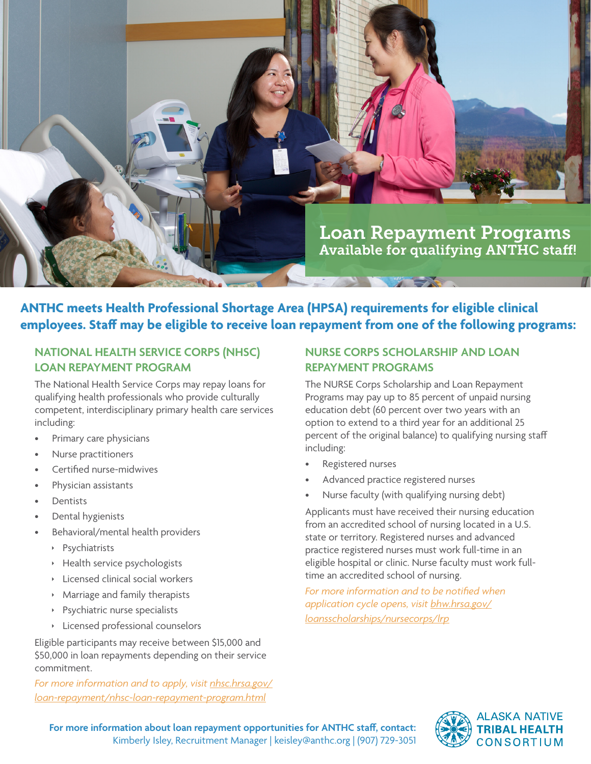# Loan Repayment Programs

## Available for qualifying ANTHC staff!

**ANTHC meets Health Professional Shortage Area (HPSA) requirements for eligible clinical employees. Staff may be eligible to receive loan repayment from one of the following programs:**

### NATIONAL HEALTH SERVICE CORPS (NHSC) LOAN REPAYMENT PROGRAM

The National Health Service Corps may repay loans for qualifying health professionals who provide culturally competent, interdisciplinary primary health care services including:

- Primary care physicians
- Nurse practitioners
- Certified nurse-midwives
- Physician assistants
- Dentists
- Dental hygienists
- Behavioral/mental health providers
  - Psychiatrists
  - Health service psychologists
  - Licensed clinical social workers
  - Marriage and family therapists
  - Psychiatric nurse specialists
  - Licensed professional counselors

Eligible participants may receive between $15,000 and $50,000 in loan repayments depending on their service commitment.

*For more information and to apply, visit [nhsc.hrsa.gov/loan-repayment/nhsc-loan-repayment-program.html](nhsc.hrsa.gov/loan-repayment/nhsc-loan-repayment-program.html)*

### NURSE CORPS SCHOLARSHIP AND LOAN REPAYMENT PROGRAMS

The NURSE Corps Scholarship and Loan Repayment Programs may pay up to 85 percent of unpaid nursing education debt (60 percent over two years with an option to extend to a third year for an additional 25 percent of the original balance) to qualifying nursing staff including:

- Registered nurses
- Advanced practice registered nurses
- Nurse faculty (with qualifying nursing debt)

Applicants must have received their nursing education from an accredited school of nursing located in a U.S. state or territory. Registered nurses and advanced practice registered nurses must work full-time in an eligible hospital or clinic. Nurse faculty must work full-time an accredited school of nursing.

*For more information and to be notified when application cycle opens, visit [bhw.hrsa.gov/loansscholarships/nursecorps/lrp](bhw.hrsa.gov/loansscholarships/nursecorps/lrp)*

**For more information about loan repayment opportunities for ANTHC staff, contact:**
Kimberly Isley, Recruitment Manager | keisley@anthc.org | (907) 729-3051

ALASKA NATIVE TRIBAL HEALTH CONSORTIUM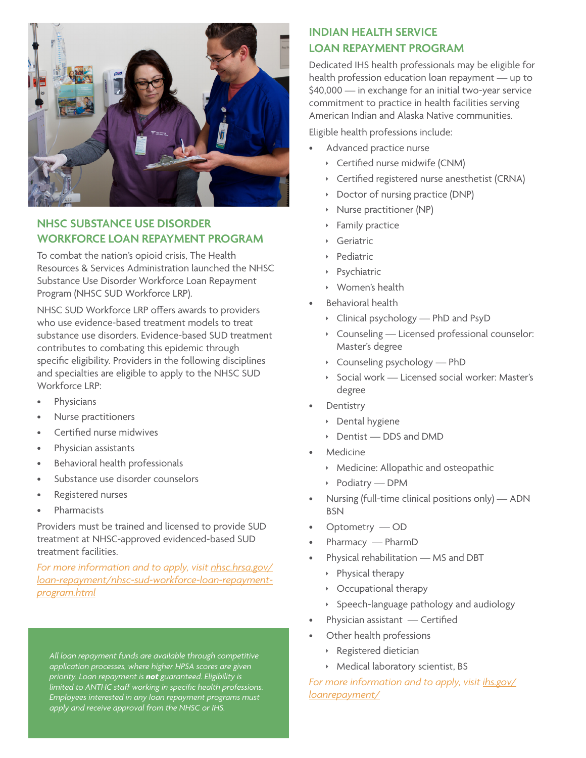## NHSC SUBSTANCE USE DISORDER WORKFORCE LOAN REPAYMENT PROGRAM

To combat the nation's opioid crisis, The Health Resources & Services Administration launched the NHSC Substance Use Disorder Workforce Loan Repayment Program (NHSC SUD Workforce LRP).

NHSC SUD Workforce LRP offers awards to providers who use evidence-based treatment models to treat substance use disorders. Evidence-based SUD treatment contributes to combating this epidemic through specific eligibility. Providers in the following disciplines and specialties are eligible to apply to the NHSC SUD Workforce LRP:

- Physicians
- Nurse practitioners
- Certified nurse midwives
- Physician assistants
- Behavioral health professionals
- Substance use disorder counselors
- Registered nurses
- Pharmacists

Providers must be trained and licensed to provide SUD treatment at NHSC-approved evidenced-based SUD treatment facilities.

*For more information and to apply, visit nhsc.hrsa.gov/loan-repayment/nhsc-sud-workforce-loan-repayment-program.html*

*All loan repayment funds are available through competitive application processes, where higher HPSA scores are given priority. Loan repayment is **not** guaranteed. Eligibility is limited to ANTHC staff working in specific health professions. Employees interested in any loan repayment programs must apply and receive approval from the NHSC or IHS.*

## INDIAN HEALTH SERVICE LOAN REPAYMENT PROGRAM

Dedicated IHS health professionals may be eligible for health profession education loan repayment — up to $40,000 — in exchange for an initial two-year service commitment to practice in health facilities serving American Indian and Alaska Native communities.

Eligible health professions include:

- Advanced practice nurse
  - Certified nurse midwife (CNM)
  - Certified registered nurse anesthetist (CRNA)
  - Doctor of nursing practice (DNP)
  - Nurse practitioner (NP)
  - Family practice
  - Geriatric
  - Pediatric
  - Psychiatric
  - Women's health
- Behavioral health
  - Clinical psychology — PhD and PsyD
  - Counseling — Licensed professional counselor: Master's degree
  - Counseling psychology — PhD
  - Social work — Licensed social worker: Master's degree
- Dentistry
  - Dental hygiene
  - Dentist — DDS and DMD
- Medicine
  - Medicine: Allopathic and osteopathic
  - Podiatry — DPM
- Nursing (full-time clinical positions only) — ADN BSN
- Optometry — OD
- Pharmacy — PharmD
- Physical rehabilitation — MS and DBT
  - Physical therapy
  - Occupational therapy
  - Speech-language pathology and audiology
- Physician assistant — Certified
- Other health professions
  - Registered dietician
  - Medical laboratory scientist, BS

*For more information and to apply, visit ihs.gov/loanrepayment/*